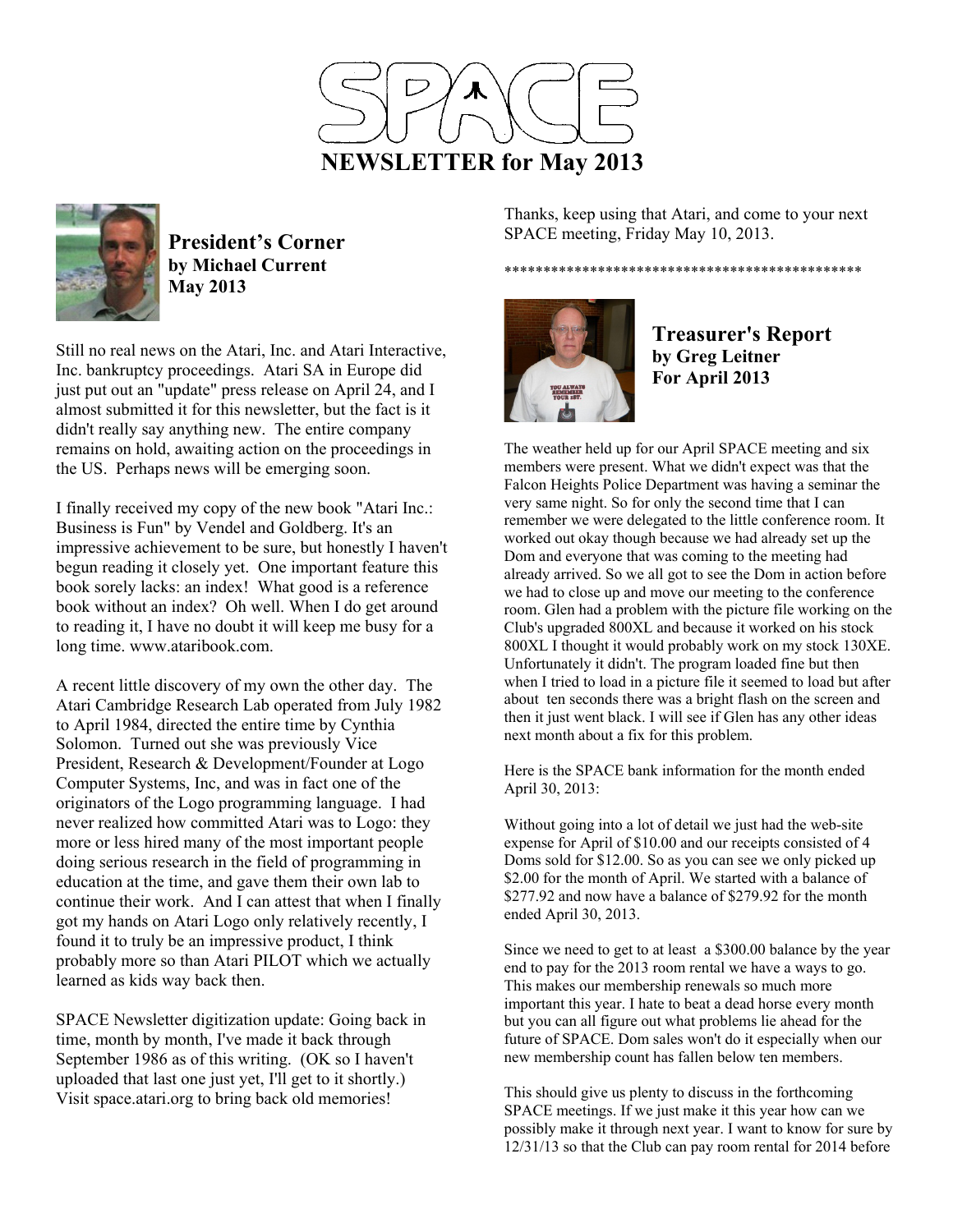# NEWSLETTER for May 2013

## President's Corner
**by Michael Current**
**May 2013**

Still no real news on the Atari, Inc. and Atari Interactive, Inc. bankruptcy proceedings. Atari SA in Europe did just put out an "update" press release on April 24, and I almost submitted it for this newsletter, but the fact is it didn't really say anything new. The entire company remains on hold, awaiting action on the proceedings in the US. Perhaps news will be emerging soon.

I finally received my copy of the new book "Atari Inc.: Business is Fun" by Vendel and Goldberg. It's an impressive achievement to be sure, but honestly I haven't begun reading it closely yet. One important feature this book sorely lacks: an index! What good is a reference book without an index? Oh well. When I do get around to reading it, I have no doubt it will keep me busy for a long time. www.ataribook.com.

A recent little discovery of my own the other day. The Atari Cambridge Research Lab operated from July 1982 to April 1984, directed the entire time by Cynthia Solomon. Turned out she was previously Vice President, Research & Development/Founder at Logo Computer Systems, Inc, and was in fact one of the originators of the Logo programming language. I had never realized how committed Atari was to Logo: they more or less hired many of the most important people doing serious research in the field of programming in education at the time, and gave them their own lab to continue their work. And I can attest that when I finally got my hands on Atari Logo only relatively recently, I found it to truly be an impressive product, I think probably more so than Atari PILOT which we actually learned as kids way back then.

SPACE Newsletter digitization update: Going back in time, month by month, I've made it back through September 1986 as of this writing. (OK so I haven't uploaded that last one just yet, I'll get to it shortly.) Visit space.atari.org to bring back old memories!

Thanks, keep using that Atari, and come to your next SPACE meeting, Friday May 10, 2013.

**********************************************

## Treasurer's Report
**by Greg Leitner**
**For April 2013**

The weather held up for our April SPACE meeting and six members were present. What we didn't expect was that the Falcon Heights Police Department was having a seminar the very same night. So for only the second time that I can remember we were delegated to the little conference room. It worked out okay though because we had already set up the Dom and everyone that was coming to the meeting had already arrived. So we all got to see the Dom in action before we had to close up and move our meeting to the conference room. Glen had a problem with the picture file working on the Club's upgraded 800XL and because it worked on his stock 800XL I thought it would probably work on my stock 130XE. Unfortunately it didn't. The program loaded fine but then when I tried to load in a picture file it seemed to load but after about ten seconds there was a bright flash on the screen and then it just went black. I will see if Glen has any other ideas next month about a fix for this problem.

Here is the SPACE bank information for the month ended April 30, 2013:

Without going into a lot of detail we just had the web-site expense for April of $10.00 and our receipts consisted of 4 Doms sold for $12.00. So as you can see we only picked up $2.00 for the month of April. We started with a balance of $277.92 and now have a balance of $279.92 for the month ended April 30, 2013.

Since we need to get to at least a $300.00 balance by the year end to pay for the 2013 room rental we have a ways to go. This makes our membership renewals so much more important this year. I hate to beat a dead horse every month but you can all figure out what problems lie ahead for the future of SPACE. Dom sales won't do it especially when our new membership count has fallen below ten members.

This should give us plenty to discuss in the forthcoming SPACE meetings. If we just make it this year how can we possibly make it through next year. I want to know for sure by 12/31/13 so that the Club can pay room rental for 2014 before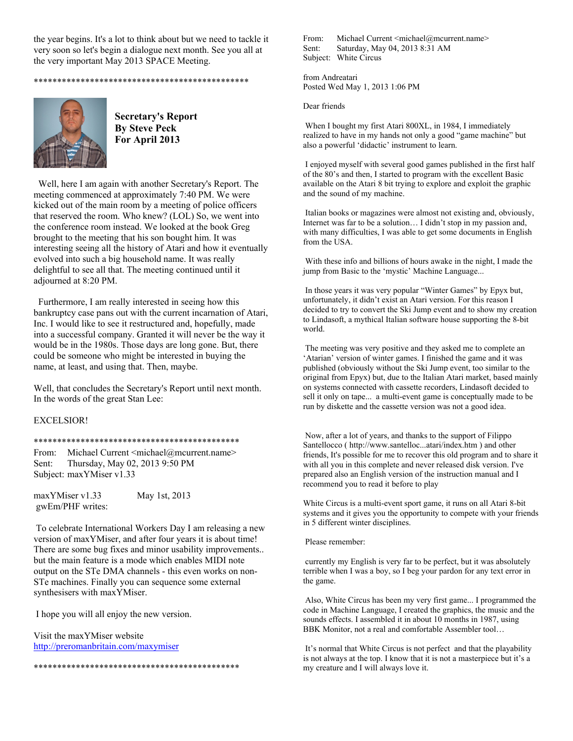the year begins. It's a lot to think about but we need to tackle it very soon so let's begin a dialogue next month. See you all at the very important May 2013 SPACE Meeting.

\*\*\*\*\*\*\*\*\*\*\*\*\*\*\*\*\*\*\*\*\*\*\*\*\*\*\*\*\*\*\*\*\*\*\*\*\*\*\*\*\*\*\*\*\*\*\*\*

**Secretary's Report**
**By Steve Peck**
**For April 2013**

Well, here I am again with another Secretary's Report. The meeting commenced at approximately 7:40 PM. We were kicked out of the main room by a meeting of police officers that reserved the room. Who knew? (LOL) So, we went into the conference room instead. We looked at the book Greg brought to the meeting that his son bought him. It was interesting seeing all the history of Atari and how it eventually evolved into such a big household name. It was really delightful to see all that. The meeting continued until it adjourned at 8:20 PM.

Furthermore, I am really interested in seeing how this bankruptcy case pans out with the current incarnation of Atari, Inc. I would like to see it restructured and, hopefully, made into a successful company. Granted it will never be the way it would be in the 1980s. Those days are long gone. But, there could be someone who might be interested in buying the name, at least, and using that. Then, maybe.

Well, that concludes the Secretary's Report until next month. In the words of the great Stan Lee:

EXCELSIOR!

\*\*\*\*\*\*\*\*\*\*\*\*\*\*\*\*\*\*\*\*\*\*\*\*\*\*\*\*\*\*\*\*\*\*\*\*\*\*\*\*\*\*\*\*\*\*

From: Michael Current <michael@mcurrent.name>
Sent: Thursday, May 02, 2013 9:50 PM
Subject: maxYMiser v1.33

maxYMiser v1.33 May 1st, 2013
gwEm/PHF writes:

To celebrate International Workers Day I am releasing a new version of maxYMiser, and after four years it is about time! There are some bug fixes and minor usability improvements.. but the main feature is a mode which enables MIDI note output on the STe DMA channels - this even works on non-STe machines. Finally you can sequence some external synthesisers with maxYMiser.

I hope you will all enjoy the new version.

Visit the maxYMiser website
http://preromanbritain.com/maxymiser

\*\*\*\*\*\*\*\*\*\*\*\*\*\*\*\*\*\*\*\*\*\*\*\*\*\*\*\*\*\*\*\*\*\*\*\*\*\*\*\*\*\*\*\*\*\*

From: Michael Current <michael@mcurrent.name>
Sent: Saturday, May 04, 2013 8:31 AM
Subject: White Circus

from Andreatari
Posted Wed May 1, 2013 1:06 PM

Dear friends

When I bought my first Atari 800XL, in 1984, I immediately realized to have in my hands not only a good "game machine" but also a powerful 'didactic' instrument to learn.

I enjoyed myself with several good games published in the first half of the 80's and then, I started to program with the excellent Basic available on the Atari 8 bit trying to explore and exploit the graphic and the sound of my machine.

Italian books or magazines were almost not existing and, obviously, Internet was far to be a solution… I didn't stop in my passion and, with many difficulties, I was able to get some documents in English from the USA.

With these info and billions of hours awake in the night, I made the jump from Basic to the 'mystic' Machine Language...

In those years it was very popular "Winter Games" by Epyx but, unfortunately, it didn't exist an Atari version. For this reason I decided to try to convert the Ski Jump event and to show my creation to Lindasoft, a mythical Italian software house supporting the 8-bit world.

The meeting was very positive and they asked me to complete an 'Atarian' version of winter games. I finished the game and it was published (obviously without the Ski Jump event, too similar to the original from Epyx) but, due to the Italian Atari market, based mainly on systems connected with cassette recorders, Lindasoft decided to sell it only on tape... a multi-event game is conceptually made to be run by diskette and the cassette version was not a good idea.

Now, after a lot of years, and thanks to the support of Filippo Santellocco ( http://www.santelloc...atari/index.htm ) and other friends, It's possible for me to recover this old program and to share it with all you in this complete and never released disk version. I've prepared also an English version of the instruction manual and I recommend you to read it before to play

White Circus is a multi-event sport game, it runs on all Atari 8-bit systems and it gives you the opportunity to compete with your friends in 5 different winter disciplines.

Please remember:

currently my English is very far to be perfect, but it was absolutely terrible when I was a boy, so I beg your pardon for any text error in the game.

Also, White Circus has been my very first game... I programmed the code in Machine Language, I created the graphics, the music and the sounds effects. I assembled it in about 10 months in 1987, using BBK Monitor, not a real and comfortable Assembler tool…

It's normal that White Circus is not perfect and that the playability is not always at the top. I know that it is not a masterpiece but it's a my creature and I will always love it.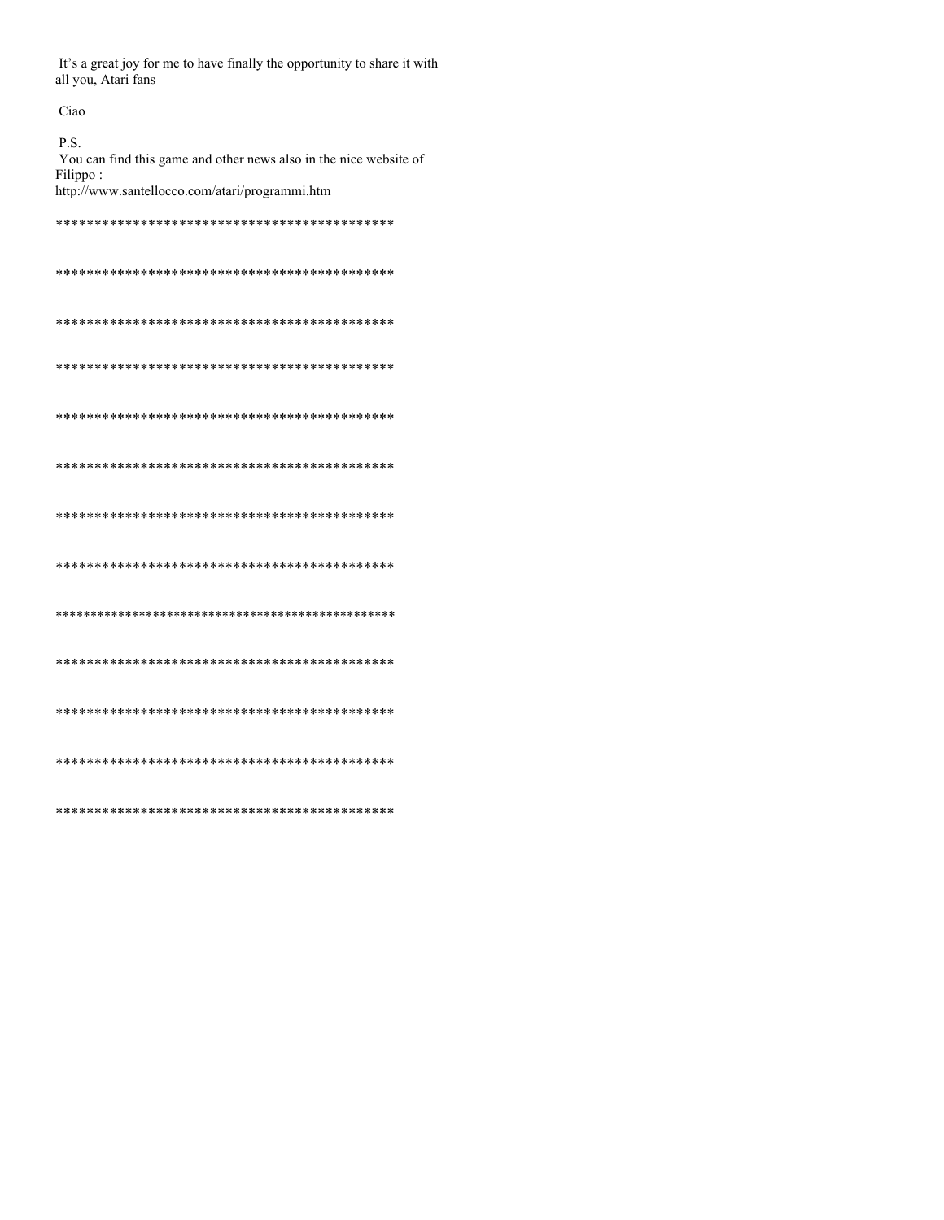It's a great joy for me to have finally the opportunity to share it with all you, Atari fans

Ciao

P.S.
You can find this game and other news also in the nice website of Filippo :
http://www.santellocco.com/atari/programmi.htm

*********************************************

*********************************************

*********************************************

*********************************************

*********************************************

*********************************************

*********************************************

*********************************************

*************************************************

*********************************************

*********************************************

*********************************************

*********************************************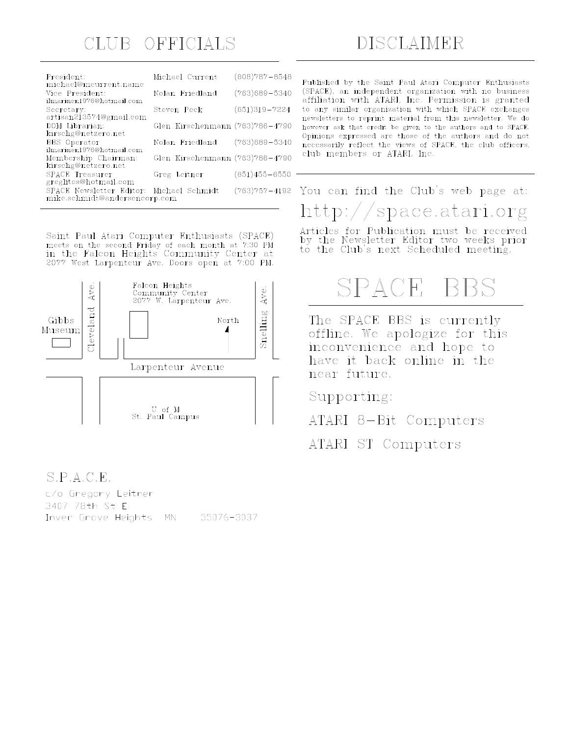# CLUB OFFICIALS

| | | |
|---|---|---|
| President: michael@mcurrent.name | Michael Current | (608)787-8548 |
| Vice President: ilmarinen1976@hotmail.com | Nolan Friedland | (763)689-5340 |
| Secretary: artisan213574@gmail.com | Steven Peck | (651)319-7224 |
| DOM Librarian: kirschg@netzero.net | Glen Kirschenmann | (763)786-4790 |
| BBS Operator ilmarinen1976@hotmail.com | Nolan Friedland | (763)689-5340 |
| Membership Chairman: kirschg@netzero.net | Glen Kirschenmann | (763)786-4790 |
| SPACE Treasurer greglites@hotmail.com | Greg Leitner | (651)455-6550 |
| SPACE Newsletter Editor: mike.schmidt@andersencorp.com | Michael Schmidt | (763)757-4192 |

Saint Paul Atari Computer Enthusiasts (SPACE) meets on the second Friday of each month at 7:30 PM in the Falcon Heights Community Center at 2077 West Larpenteur Ave. Doors open at 7:00 PM.

Falcon Heights
Community Center
2077 W. Larpenteur Ave.

Gibbs Museum

Cleveland Ave.

Snelling Ave.

North

Larpenteur Avenue

U of M
St. Paul Campus

S.P.A.C.E.

c/o Gregory Leitner

3407 78th St E

Inver Grove Heights MN 55076-3037

# DISCLAIMER

Published by the Saint Paul Atari Computer Enthusiasts (SPACE), an independent organization with no business affiliation with ATARI, Inc. Permission is granted to any similar organization with which SPACE exchanges newsletters to reprint material from this newsletter. We do however ask that credit be given to the authors and to SPACE. Opinions expressed are those of the authors and do not necessarily reflect the views of SPACE, the club officers, club members or ATARI, Inc.

You can find the Club's web page at:

http://space.atari.org

Articles for Publication must be received by the Newsletter Editor two weeks prior to the Club's next Scheduled meeting.

# SPACE BBS

The SPACE BBS is currently offline. We apologize for this inconvenience and hope to have it back online in the near future.

Supporting:

ATARI 8-Bit Computers

ATARI ST Computers